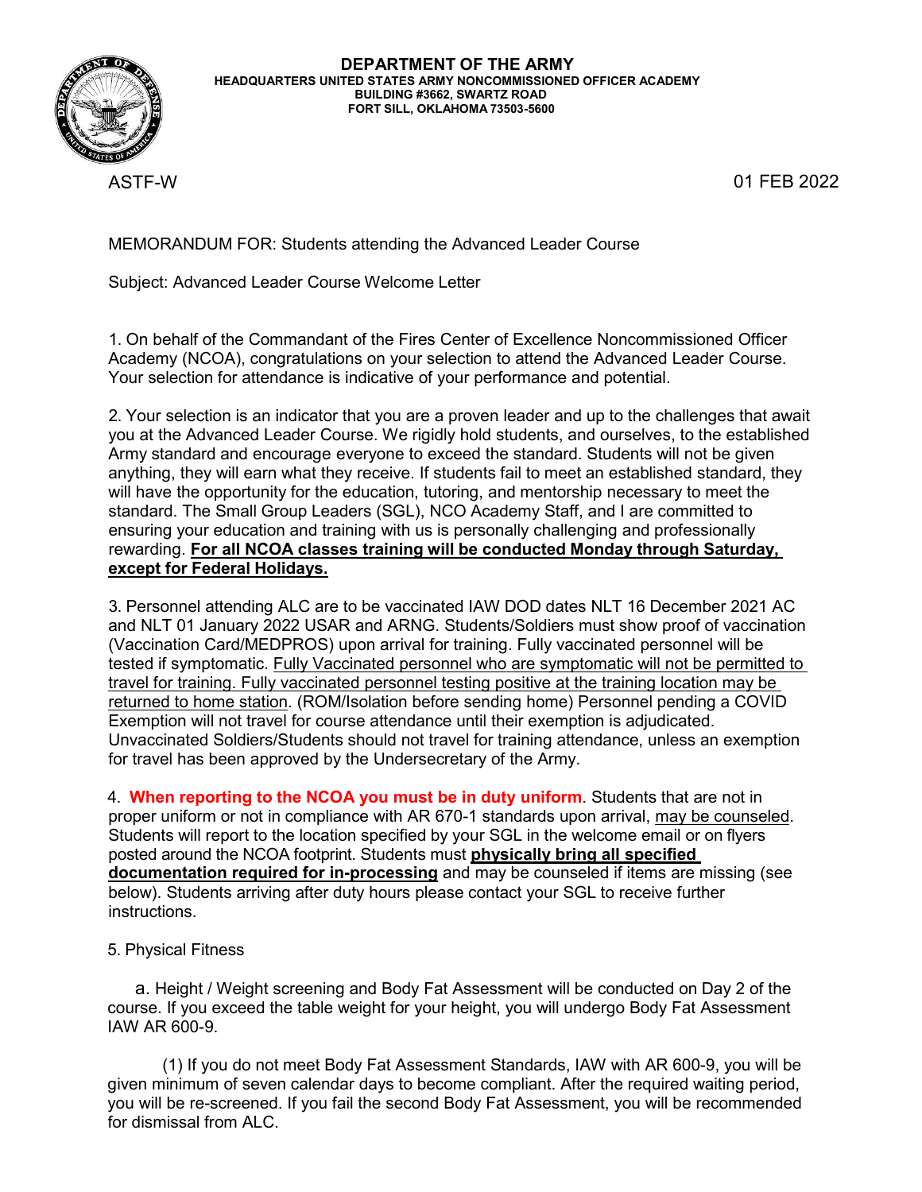**DEPARTMENT OF THE ARMY**
**HEADQUARTERS UNITED STATES ARMY NONCOMMISSIONED OFFICER ACADEMY**
**BUILDING #3662, SWARTZ ROAD**
**FORT SILL, OKLAHOMA 73503-5600**

ASTF-W 01 FEB 2022

MEMORANDUM FOR: Students attending the Advanced Leader Course

Subject: Advanced Leader Course Welcome Letter

1. On behalf of the Commandant of the Fires Center of Excellence Noncommissioned Officer Academy (NCOA), congratulations on your selection to attend the Advanced Leader Course. Your selection for attendance is indicative of your performance and potential.

2. Your selection is an indicator that you are a proven leader and up to the challenges that await you at the Advanced Leader Course. We rigidly hold students, and ourselves, to the established Army standard and encourage everyone to exceed the standard. Students will not be given anything, they will earn what they receive. If students fail to meet an established standard, they will have the opportunity for the education, tutoring, and mentorship necessary to meet the standard. The Small Group Leaders (SGL), NCO Academy Staff, and I are committed to ensuring your education and training with us is personally challenging and professionally rewarding. **For all NCOA classes training will be conducted Monday through Saturday, except for Federal Holidays.**

3. Personnel attending ALC are to be vaccinated IAW DOD dates NLT 16 December 2021 AC and NLT 01 January 2022 USAR and ARNG. Students/Soldiers must show proof of vaccination (Vaccination Card/MEDPROS) upon arrival for training. Fully vaccinated personnel will be tested if symptomatic. Fully Vaccinated personnel who are symptomatic will not be permitted to travel for training. Fully vaccinated personnel testing positive at the training location may be returned to home station. (ROM/Isolation before sending home) Personnel pending a COVID Exemption will not travel for course attendance until their exemption is adjudicated. Unvaccinated Soldiers/Students should not travel for training attendance, unless an exemption for travel has been approved by the Undersecretary of the Army.

4. **When reporting to the NCOA you must be in duty uniform**. Students that are not in proper uniform or not in compliance with AR 670-1 standards upon arrival, may be counseled. Students will report to the location specified by your SGL in the welcome email or on flyers posted around the NCOA footprint. Students must **physically bring all specified documentation required for in-processing** and may be counseled if items are missing (see below). Students arriving after duty hours please contact your SGL to receive further instructions.

5. Physical Fitness

a. Height / Weight screening and Body Fat Assessment will be conducted on Day 2 of the course. If you exceed the table weight for your height, you will undergo Body Fat Assessment IAW AR 600-9.

(1) If you do not meet Body Fat Assessment Standards, IAW with AR 600-9, you will be given minimum of seven calendar days to become compliant. After the required waiting period, you will be re-screened. If you fail the second Body Fat Assessment, you will be recommended for dismissal from ALC.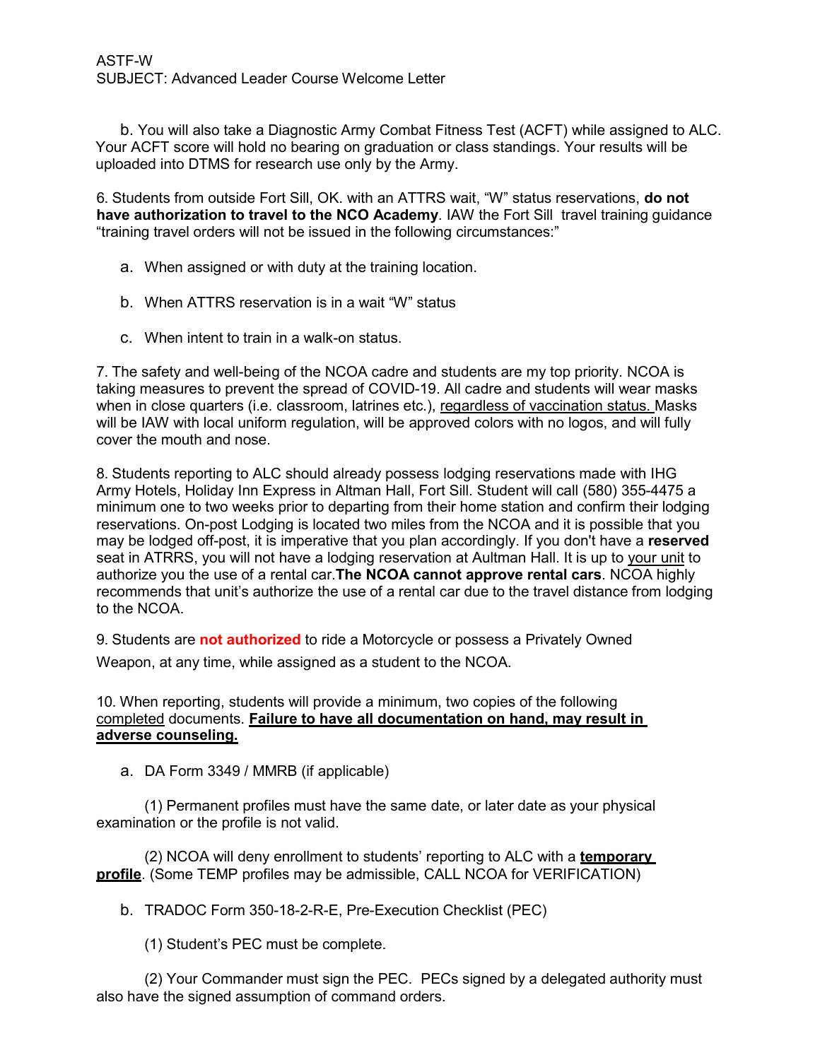ASTF-W
SUBJECT: Advanced Leader Course Welcome Letter

b. You will also take a Diagnostic Army Combat Fitness Test (ACFT) while assigned to ALC. Your ACFT score will hold no bearing on graduation or class standings. Your results will be uploaded into DTMS for research use only by the Army.

6. Students from outside Fort Sill, OK. with an ATTRS wait, “W” status reservations, **do not have authorization to travel to the NCO Academy**. IAW the Fort Sill travel training guidance “training travel orders will not be issued in the following circumstances:”

a. When assigned or with duty at the training location.

b. When ATTRS reservation is in a wait “W” status

c. When intent to train in a walk-on status.

7. The safety and well-being of the NCOA cadre and students are my top priority. NCOA is taking measures to prevent the spread of COVID-19. All cadre and students will wear masks when in close quarters (i.e. classroom, latrines etc.), regardless of vaccination status. Masks will be IAW with local uniform regulation, will be approved colors with no logos, and will fully cover the mouth and nose.

8. Students reporting to ALC should already possess lodging reservations made with IHG Army Hotels, Holiday Inn Express in Altman Hall, Fort Sill. Student will call (580) 355-4475 a minimum one to two weeks prior to departing from their home station and confirm their lodging reservations. On-post Lodging is located two miles from the NCOA and it is possible that you may be lodged off-post, it is imperative that you plan accordingly. If you don't have a **reserved** seat in ATRRS, you will not have a lodging reservation at Aultman Hall. It is up to your unit to authorize you the use of a rental car.**The NCOA cannot approve rental cars**. NCOA highly recommends that unit’s authorize the use of a rental car due to the travel distance from lodging to the NCOA.

9. Students are **not authorized** to ride a Motorcycle or possess a Privately Owned Weapon, at any time, while assigned as a student to the NCOA.

10. When reporting, students will provide a minimum, two copies of the following completed documents. **Failure to have all documentation on hand, may result in adverse counseling.**

a. DA Form 3349 / MMRB (if applicable)

(1) Permanent profiles must have the same date, or later date as your physical examination or the profile is not valid.

(2) NCOA will deny enrollment to students’ reporting to ALC with a **temporary profile**. (Some TEMP profiles may be admissible, CALL NCOA for VERIFICATION)

b. TRADOC Form 350-18-2-R-E, Pre-Execution Checklist (PEC)

(1) Student’s PEC must be complete.

(2) Your Commander must sign the PEC. PECs signed by a delegated authority must also have the signed assumption of command orders.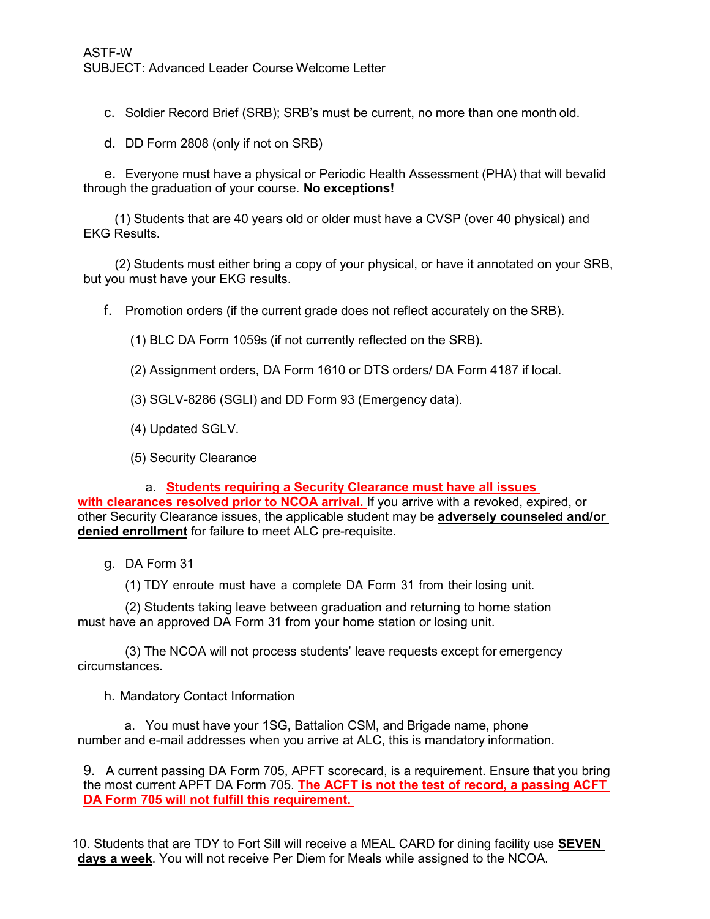c. Soldier Record Brief (SRB); SRB's must be current, no more than one month old.

d. DD Form 2808 (only if not on SRB)

e. Everyone must have a physical or Periodic Health Assessment (PHA) that will bevalid through the graduation of your course. **No exceptions!**

(1) Students that are 40 years old or older must have a CVSP (over 40 physical) and EKG Results.

(2) Students must either bring a copy of your physical, or have it annotated on your SRB, but you must have your EKG results.

f. Promotion orders (if the current grade does not reflect accurately on the SRB).

(1) BLC DA Form 1059s (if not currently reflected on the SRB).

(2) Assignment orders, DA Form 1610 or DTS orders/ DA Form 4187 if local.

(3) SGLV-8286 (SGLI) and DD Form 93 (Emergency data).

(4) Updated SGLV.

(5) Security Clearance

a. **Students requiring a Security Clearance must have all issues with clearances resolved prior to NCOA arrival.** If you arrive with a revoked, expired, or other Security Clearance issues, the applicable student may be **adversely counseled and/or denied enrollment** for failure to meet ALC pre-requisite.

g. DA Form 31

(1) TDY enroute must have a complete DA Form 31 from their losing unit.

(2) Students taking leave between graduation and returning to home station must have an approved DA Form 31 from your home station or losing unit.

(3) The NCOA will not process students' leave requests except for emergency circumstances.

h. Mandatory Contact Information

a. You must have your 1SG, Battalion CSM, and Brigade name, phone number and e-mail addresses when you arrive at ALC, this is mandatory information.

9. A current passing DA Form 705, APFT scorecard, is a requirement. Ensure that you bring the most current APFT DA Form 705. **The ACFT is not the test of record, a passing ACFT DA Form 705 will not fulfill this requirement.**

10. Students that are TDY to Fort Sill will receive a MEAL CARD for dining facility use **SEVEN days a week**. You will not receive Per Diem for Meals while assigned to the NCOA.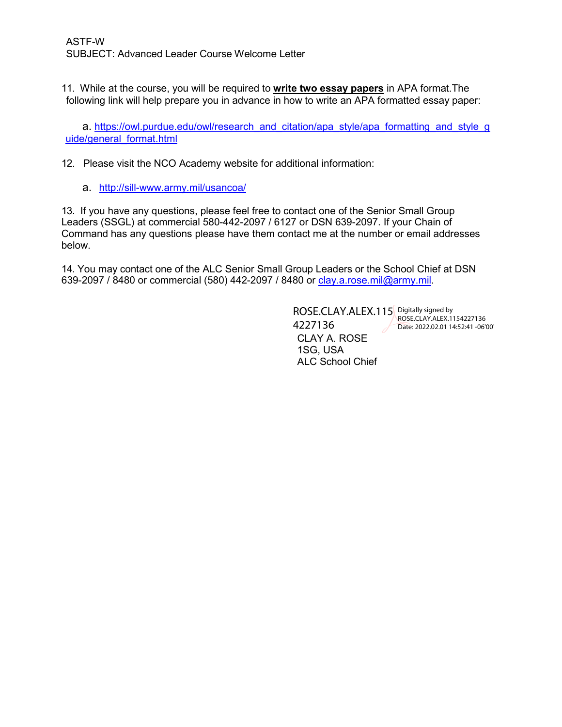ASTF-W
SUBJECT: Advanced Leader Course Welcome Letter

11. While at the course, you will be required to **write two essay papers** in APA format.The following link will help prepare you in advance in how to write an APA formatted essay paper:

a. https://owl.purdue.edu/owl/research_and_citation/apa_style/apa_formatting_and_style_guide/general_format.html

12. Please visit the NCO Academy website for additional information:

a. http://sill-www.army.mil/usancoa/

13. If you have any questions, please feel free to contact one of the Senior Small Group Leaders (SSGL) at commercial 580-442-2097 / 6127 or DSN 639-2097. If your Chain of Command has any questions please have them contact me at the number or email addresses below.

14. You may contact one of the ALC Senior Small Group Leaders or the School Chief at DSN 639-2097 / 8480 or commercial (580) 442-2097 / 8480 or clay.a.rose.mil@army.mil.

ROSE.CLAY.ALEX.1154227136
Digitally signed by ROSE.CLAY.ALEX.1154227136
Date: 2022.02.01 14:52:41 -06'00'

CLAY A. ROSE
1SG, USA
ALC School Chief